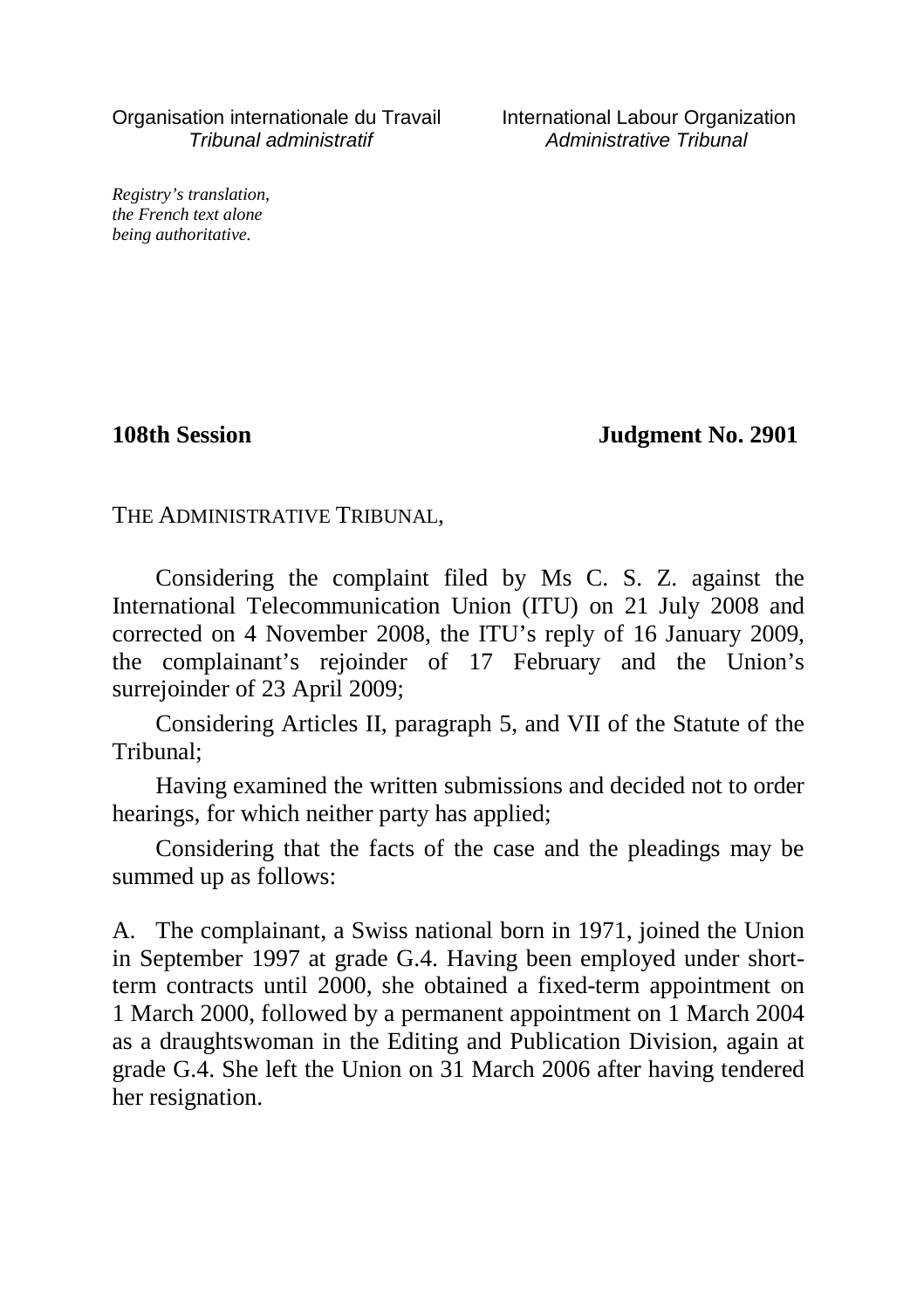Organisation internationale du Travail
*Tribunal administratif*

International Labour Organization
*Administrative Tribunal*

*Registry's translation, the French text alone being authoritative.*

**108th Session** **Judgment No. 2901**

THE ADMINISTRATIVE TRIBUNAL,

Considering the complaint filed by Ms C. S. Z. against the International Telecommunication Union (ITU) on 21 July 2008 and corrected on 4 November 2008, the ITU's reply of 16 January 2009, the complainant's rejoinder of 17 February and the Union's surrejoinder of 23 April 2009;

Considering Articles II, paragraph 5, and VII of the Statute of the Tribunal;

Having examined the written submissions and decided not to order hearings, for which neither party has applied;

Considering that the facts of the case and the pleadings may be summed up as follows:

A. The complainant, a Swiss national born in 1971, joined the Union in September 1997 at grade G.4. Having been employed under short-term contracts until 2000, she obtained a fixed-term appointment on 1 March 2000, followed by a permanent appointment on 1 March 2004 as a draughtswoman in the Editing and Publication Division, again at grade G.4. She left the Union on 31 March 2006 after having tendered her resignation.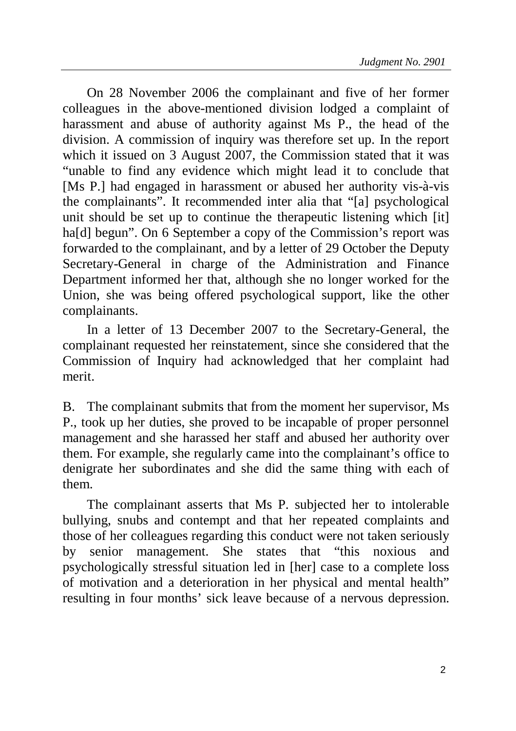On 28 November 2006 the complainant and five of her former colleagues in the above-mentioned division lodged a complaint of harassment and abuse of authority against Ms P., the head of the division. A commission of inquiry was therefore set up. In the report which it issued on 3 August 2007, the Commission stated that it was "unable to find any evidence which might lead it to conclude that [Ms P.] had engaged in harassment or abused her authority vis-à-vis the complainants". It recommended inter alia that "[a] psychological unit should be set up to continue the therapeutic listening which [it] ha[d] begun". On 6 September a copy of the Commission's report was forwarded to the complainant, and by a letter of 29 October the Deputy Secretary-General in charge of the Administration and Finance Department informed her that, although she no longer worked for the Union, she was being offered psychological support, like the other complainants.

In a letter of 13 December 2007 to the Secretary-General, the complainant requested her reinstatement, since she considered that the Commission of Inquiry had acknowledged that her complaint had merit.

B. The complainant submits that from the moment her supervisor, Ms P., took up her duties, she proved to be incapable of proper personnel management and she harassed her staff and abused her authority over them. For example, she regularly came into the complainant's office to denigrate her subordinates and she did the same thing with each of them.

The complainant asserts that Ms P. subjected her to intolerable bullying, snubs and contempt and that her repeated complaints and those of her colleagues regarding this conduct were not taken seriously by senior management. She states that "this noxious and psychologically stressful situation led in [her] case to a complete loss of motivation and a deterioration in her physical and mental health" resulting in four months' sick leave because of a nervous depression.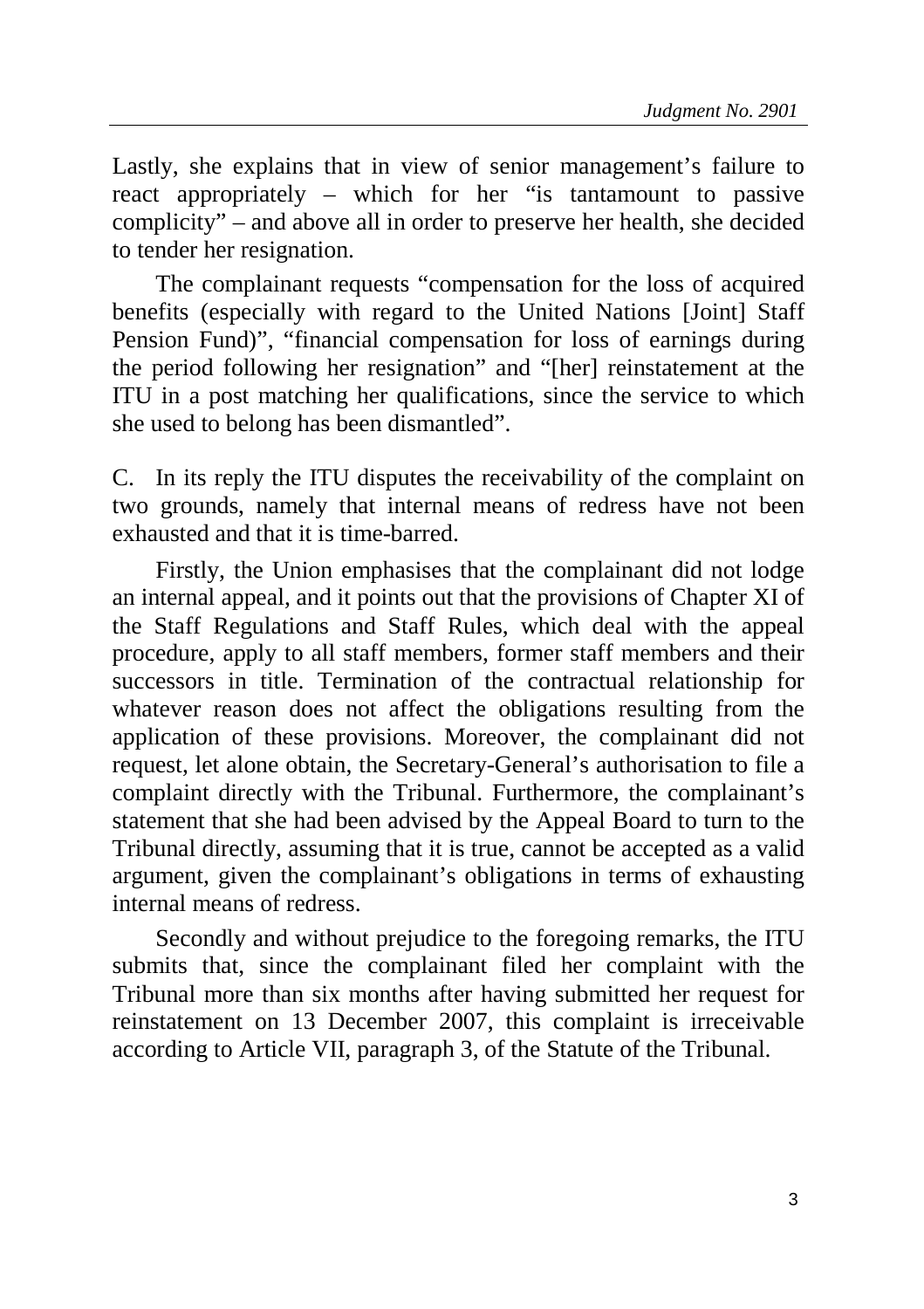Lastly, she explains that in view of senior management's failure to react appropriately – which for her "is tantamount to passive complicity" – and above all in order to preserve her health, she decided to tender her resignation.

The complainant requests "compensation for the loss of acquired benefits (especially with regard to the United Nations [Joint] Staff Pension Fund)", "financial compensation for loss of earnings during the period following her resignation" and "[her] reinstatement at the ITU in a post matching her qualifications, since the service to which she used to belong has been dismantled".

C. In its reply the ITU disputes the receivability of the complaint on two grounds, namely that internal means of redress have not been exhausted and that it is time-barred.

Firstly, the Union emphasises that the complainant did not lodge an internal appeal, and it points out that the provisions of Chapter XI of the Staff Regulations and Staff Rules, which deal with the appeal procedure, apply to all staff members, former staff members and their successors in title. Termination of the contractual relationship for whatever reason does not affect the obligations resulting from the application of these provisions. Moreover, the complainant did not request, let alone obtain, the Secretary-General's authorisation to file a complaint directly with the Tribunal. Furthermore, the complainant's statement that she had been advised by the Appeal Board to turn to the Tribunal directly, assuming that it is true, cannot be accepted as a valid argument, given the complainant's obligations in terms of exhausting internal means of redress.

Secondly and without prejudice to the foregoing remarks, the ITU submits that, since the complainant filed her complaint with the Tribunal more than six months after having submitted her request for reinstatement on 13 December 2007, this complaint is irreceivable according to Article VII, paragraph 3, of the Statute of the Tribunal.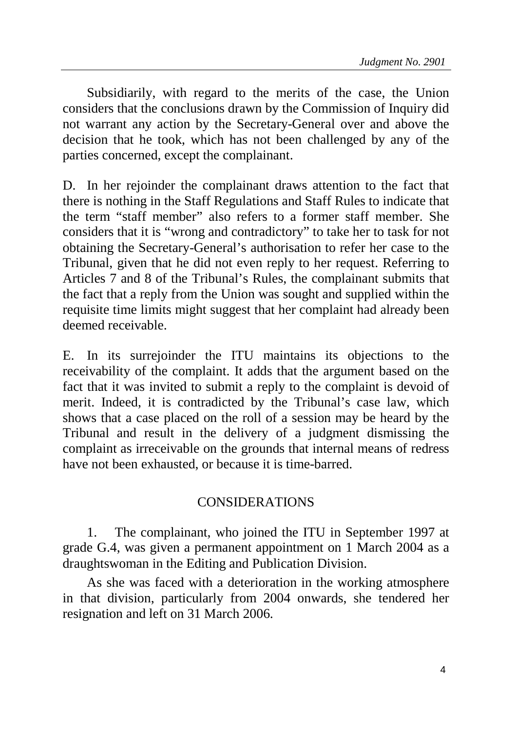Subsidiarily, with regard to the merits of the case, the Union considers that the conclusions drawn by the Commission of Inquiry did not warrant any action by the Secretary-General over and above the decision that he took, which has not been challenged by any of the parties concerned, except the complainant.

D. In her rejoinder the complainant draws attention to the fact that there is nothing in the Staff Regulations and Staff Rules to indicate that the term "staff member" also refers to a former staff member. She considers that it is "wrong and contradictory" to take her to task for not obtaining the Secretary-General's authorisation to refer her case to the Tribunal, given that he did not even reply to her request. Referring to Articles 7 and 8 of the Tribunal's Rules, the complainant submits that the fact that a reply from the Union was sought and supplied within the requisite time limits might suggest that her complaint had already been deemed receivable.

E. In its surrejoinder the ITU maintains its objections to the receivability of the complaint. It adds that the argument based on the fact that it was invited to submit a reply to the complaint is devoid of merit. Indeed, it is contradicted by the Tribunal's case law, which shows that a case placed on the roll of a session may be heard by the Tribunal and result in the delivery of a judgment dismissing the complaint as irreceivable on the grounds that internal means of redress have not been exhausted, or because it is time-barred.

## CONSIDERATIONS

1. The complainant, who joined the ITU in September 1997 at grade G.4, was given a permanent appointment on 1 March 2004 as a draughtswoman in the Editing and Publication Division.

As she was faced with a deterioration in the working atmosphere in that division, particularly from 2004 onwards, she tendered her resignation and left on 31 March 2006.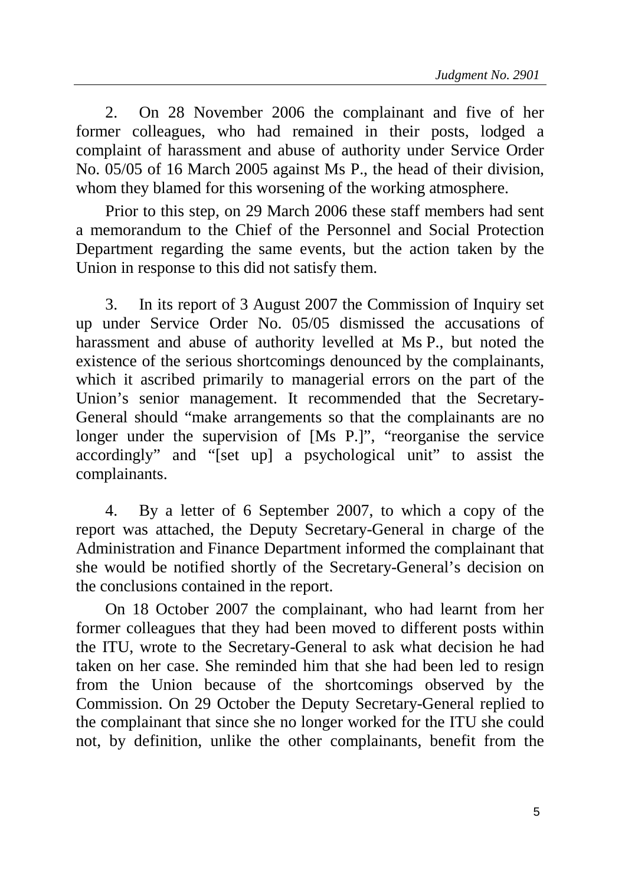2. On 28 November 2006 the complainant and five of her former colleagues, who had remained in their posts, lodged a complaint of harassment and abuse of authority under Service Order No. 05/05 of 16 March 2005 against Ms P., the head of their division, whom they blamed for this worsening of the working atmosphere.

Prior to this step, on 29 March 2006 these staff members had sent a memorandum to the Chief of the Personnel and Social Protection Department regarding the same events, but the action taken by the Union in response to this did not satisfy them.

3. In its report of 3 August 2007 the Commission of Inquiry set up under Service Order No. 05/05 dismissed the accusations of harassment and abuse of authority levelled at Ms P., but noted the existence of the serious shortcomings denounced by the complainants, which it ascribed primarily to managerial errors on the part of the Union's senior management. It recommended that the Secretary-General should "make arrangements so that the complainants are no longer under the supervision of [Ms P.]", "reorganise the service accordingly" and "[set up] a psychological unit" to assist the complainants.

4. By a letter of 6 September 2007, to which a copy of the report was attached, the Deputy Secretary-General in charge of the Administration and Finance Department informed the complainant that she would be notified shortly of the Secretary-General's decision on the conclusions contained in the report.

On 18 October 2007 the complainant, who had learnt from her former colleagues that they had been moved to different posts within the ITU, wrote to the Secretary-General to ask what decision he had taken on her case. She reminded him that she had been led to resign from the Union because of the shortcomings observed by the Commission. On 29 October the Deputy Secretary-General replied to the complainant that since she no longer worked for the ITU she could not, by definition, unlike the other complainants, benefit from the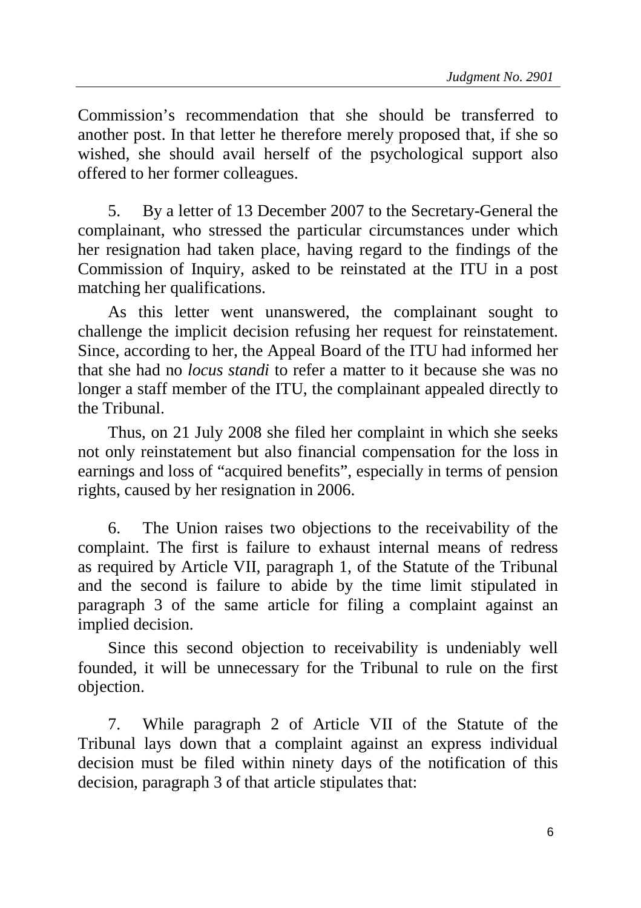Commission’s recommendation that she should be transferred to another post. In that letter he therefore merely proposed that, if she so wished, she should avail herself of the psychological support also offered to her former colleagues.

5. By a letter of 13 December 2007 to the Secretary-General the complainant, who stressed the particular circumstances under which her resignation had taken place, having regard to the findings of the Commission of Inquiry, asked to be reinstated at the ITU in a post matching her qualifications.

As this letter went unanswered, the complainant sought to challenge the implicit decision refusing her request for reinstatement. Since, according to her, the Appeal Board of the ITU had informed her that she had no *locus standi* to refer a matter to it because she was no longer a staff member of the ITU, the complainant appealed directly to the Tribunal.

Thus, on 21 July 2008 she filed her complaint in which she seeks not only reinstatement but also financial compensation for the loss in earnings and loss of “acquired benefits”, especially in terms of pension rights, caused by her resignation in 2006.

6. The Union raises two objections to the receivability of the complaint. The first is failure to exhaust internal means of redress as required by Article VII, paragraph 1, of the Statute of the Tribunal and the second is failure to abide by the time limit stipulated in paragraph 3 of the same article for filing a complaint against an implied decision.

Since this second objection to receivability is undeniably well founded, it will be unnecessary for the Tribunal to rule on the first objection.

7. While paragraph 2 of Article VII of the Statute of the Tribunal lays down that a complaint against an express individual decision must be filed within ninety days of the notification of this decision, paragraph 3 of that article stipulates that: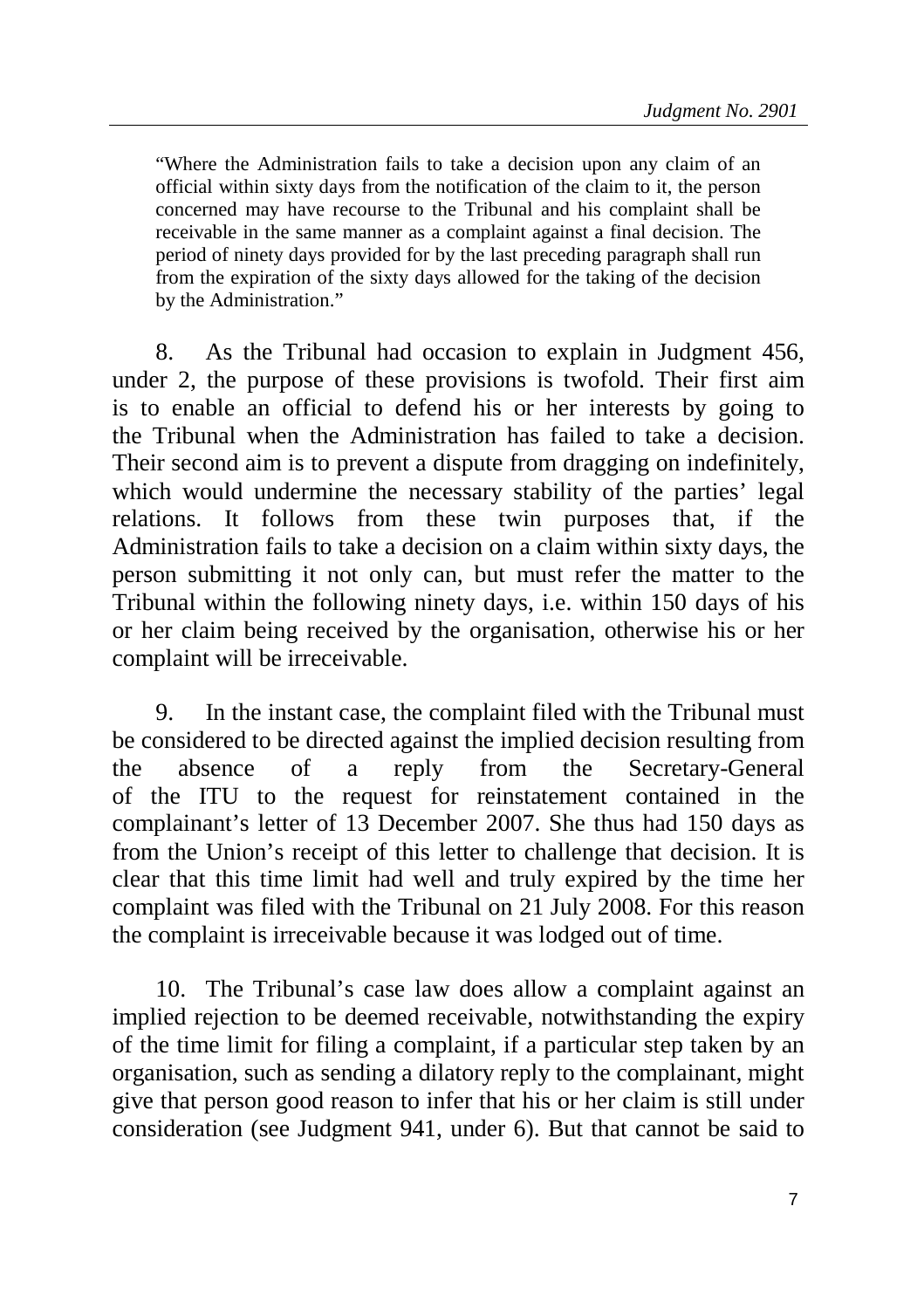"Where the Administration fails to take a decision upon any claim of an official within sixty days from the notification of the claim to it, the person concerned may have recourse to the Tribunal and his complaint shall be receivable in the same manner as a complaint against a final decision. The period of ninety days provided for by the last preceding paragraph shall run from the expiration of the sixty days allowed for the taking of the decision by the Administration."

8. As the Tribunal had occasion to explain in Judgment 456, under 2, the purpose of these provisions is twofold. Their first aim is to enable an official to defend his or her interests by going to the Tribunal when the Administration has failed to take a decision. Their second aim is to prevent a dispute from dragging on indefinitely, which would undermine the necessary stability of the parties' legal relations. It follows from these twin purposes that, if the Administration fails to take a decision on a claim within sixty days, the person submitting it not only can, but must refer the matter to the Tribunal within the following ninety days, i.e. within 150 days of his or her claim being received by the organisation, otherwise his or her complaint will be irreceivable.

9. In the instant case, the complaint filed with the Tribunal must be considered to be directed against the implied decision resulting from the absence of a reply from the Secretary-General of the ITU to the request for reinstatement contained in the complainant's letter of 13 December 2007. She thus had 150 days as from the Union's receipt of this letter to challenge that decision. It is clear that this time limit had well and truly expired by the time her complaint was filed with the Tribunal on 21 July 2008. For this reason the complaint is irreceivable because it was lodged out of time.

10. The Tribunal's case law does allow a complaint against an implied rejection to be deemed receivable, notwithstanding the expiry of the time limit for filing a complaint, if a particular step taken by an organisation, such as sending a dilatory reply to the complainant, might give that person good reason to infer that his or her claim is still under consideration (see Judgment 941, under 6). But that cannot be said to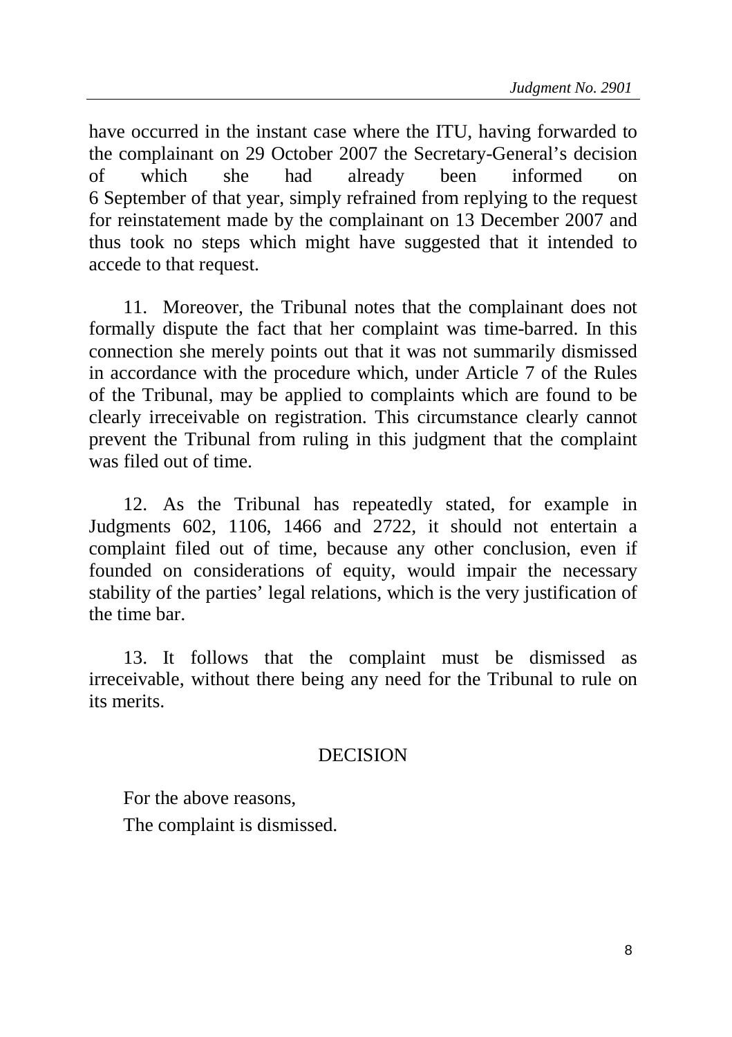have occurred in the instant case where the ITU, having forwarded to the complainant on 29 October 2007 the Secretary-General's decision of which she had already been informed on 6 September of that year, simply refrained from replying to the request for reinstatement made by the complainant on 13 December 2007 and thus took no steps which might have suggested that it intended to accede to that request.

11. Moreover, the Tribunal notes that the complainant does not formally dispute the fact that her complaint was time-barred. In this connection she merely points out that it was not summarily dismissed in accordance with the procedure which, under Article 7 of the Rules of the Tribunal, may be applied to complaints which are found to be clearly irreceivable on registration. This circumstance clearly cannot prevent the Tribunal from ruling in this judgment that the complaint was filed out of time.

12. As the Tribunal has repeatedly stated, for example in Judgments 602, 1106, 1466 and 2722, it should not entertain a complaint filed out of time, because any other conclusion, even if founded on considerations of equity, would impair the necessary stability of the parties' legal relations, which is the very justification of the time bar.

13. It follows that the complaint must be dismissed as irreceivable, without there being any need for the Tribunal to rule on its merits.

## DECISION

For the above reasons,

The complaint is dismissed.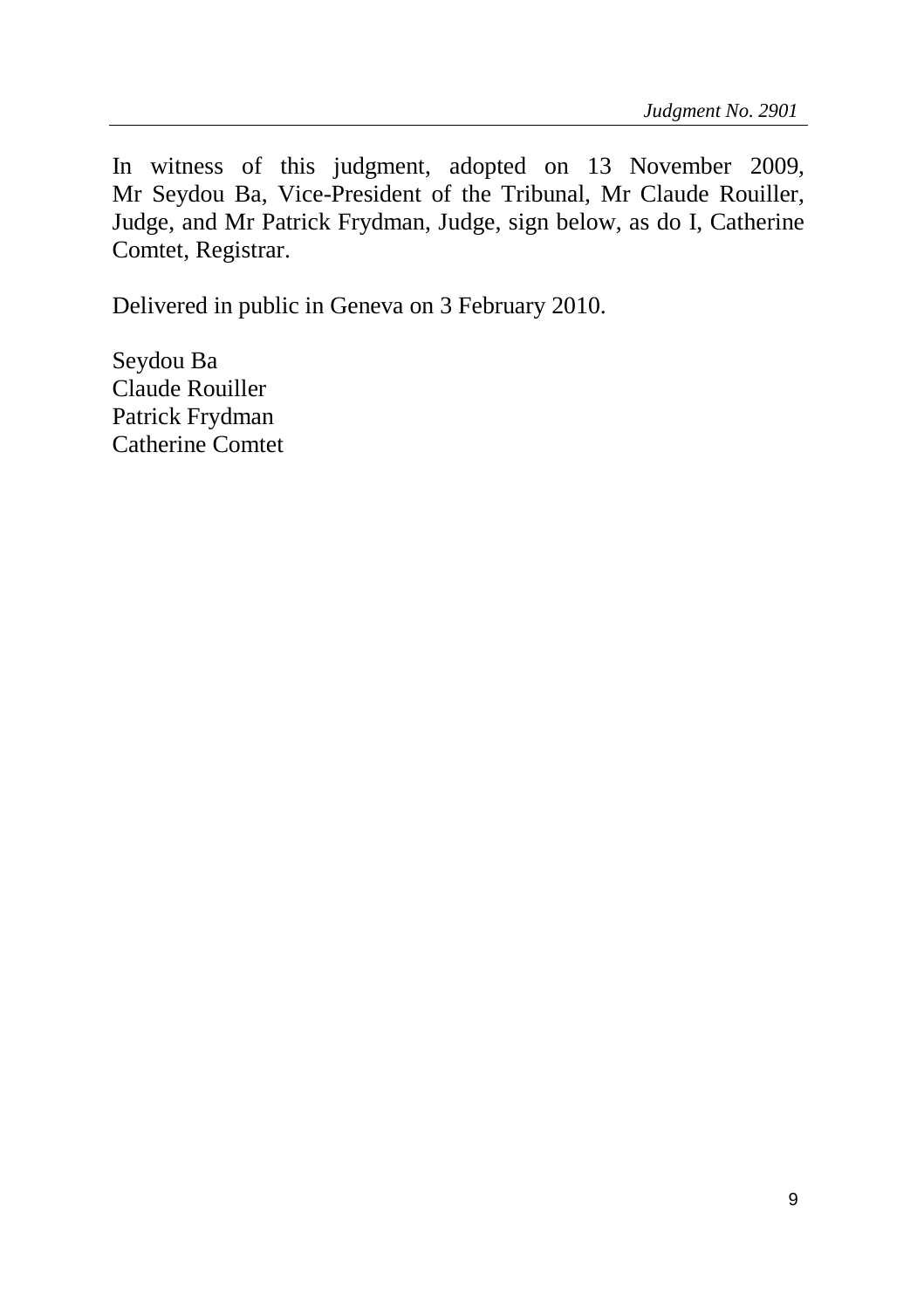In witness of this judgment, adopted on 13 November 2009, Mr Seydou Ba, Vice-President of the Tribunal, Mr Claude Rouiller, Judge, and Mr Patrick Frydman, Judge, sign below, as do I, Catherine Comtet, Registrar.

Delivered in public in Geneva on 3 February 2010.

Seydou Ba
Claude Rouiller
Patrick Frydman
Catherine Comtet